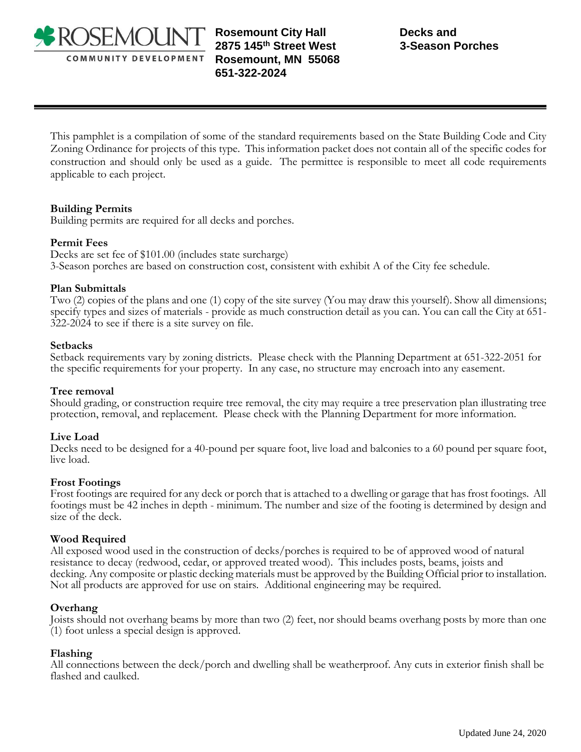ROSEMOUNT
COMMUNITY DEVELOPMENT

**Rosemount City Hall**
**2875 145th Street West**
**Rosemount, MN 55068**
**651-322-2024**

# Decks and 3-Season Porches

This pamphlet is a compilation of some of the standard requirements based on the State Building Code and City Zoning Ordinance for projects of this type. This information packet does not contain all of the specific codes for construction and should only be used as a guide. The permittee is responsible to meet all code requirements applicable to each project.

**Building Permits**
Building permits are required for all decks and porches.

**Permit Fees**
Decks are set fee of $101.00 (includes state surcharge)
3-Season porches are based on construction cost, consistent with exhibit A of the City fee schedule.

**Plan Submittals**
Two (2) copies of the plans and one (1) copy of the site survey (You may draw this yourself). Show all dimensions; specify types and sizes of materials - provide as much construction detail as you can. You can call the City at 651-322-2024 to see if there is a site survey on file.

**Setbacks**
Setback requirements vary by zoning districts. Please check with the Planning Department at 651-322-2051 for the specific requirements for your property. In any case, no structure may encroach into any easement.

**Tree removal**
Should grading, or construction require tree removal, the city may require a tree preservation plan illustrating tree protection, removal, and replacement. Please check with the Planning Department for more information.

**Live Load**
Decks need to be designed for a 40-pound per square foot, live load and balconies to a 60 pound per square foot, live load.

**Frost Footings**
Frost footings are required for any deck or porch that is attached to a dwelling or garage that has frost footings. All footings must be 42 inches in depth - minimum. The number and size of the footing is determined by design and size of the deck.

**Wood Required**
All exposed wood used in the construction of decks/porches is required to be of approved wood of natural resistance to decay (redwood, cedar, or approved treated wood). This includes posts, beams, joists and decking. Any composite or plastic decking materials must be approved by the Building Official prior to installation. Not all products are approved for use on stairs. Additional engineering may be required.

**Overhang**
Joists should not overhang beams by more than two (2) feet, nor should beams overhang posts by more than one (1) foot unless a special design is approved.

**Flashing**
All connections between the deck/porch and dwelling shall be weatherproof. Any cuts in exterior finish shall be flashed and caulked.

Updated June 24, 2020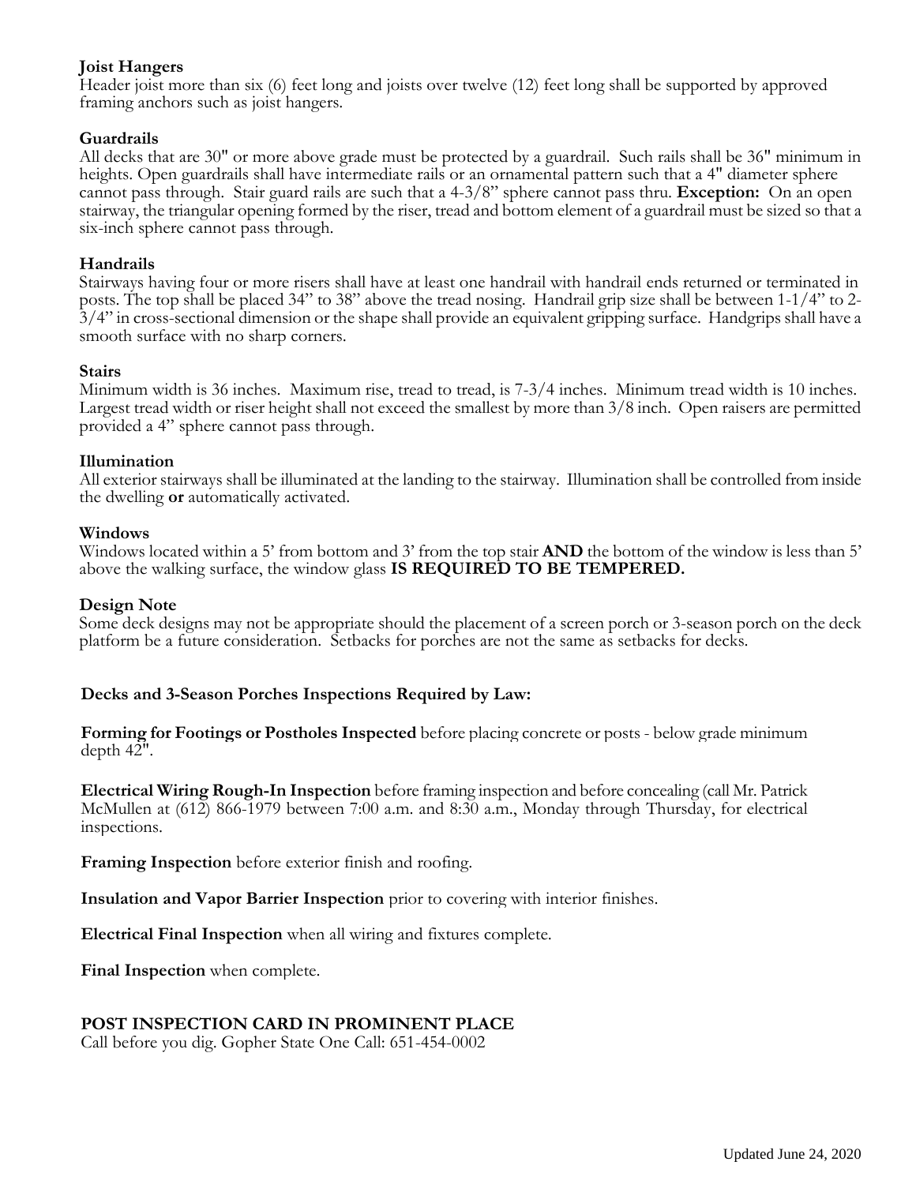**Joist Hangers**

Header joist more than six (6) feet long and joists over twelve (12) feet long shall be supported by approved framing anchors such as joist hangers.

**Guardrails**

All decks that are 30" or more above grade must be protected by a guardrail. Such rails shall be 36" minimum in heights. Open guardrails shall have intermediate rails or an ornamental pattern such that a 4" diameter sphere cannot pass through. Stair guard rails are such that a 4-3/8" sphere cannot pass thru. **Exception:** On an open stairway, the triangular opening formed by the riser, tread and bottom element of a guardrail must be sized so that a six-inch sphere cannot pass through.

**Handrails**

Stairways having four or more risers shall have at least one handrail with handrail ends returned or terminated in posts. The top shall be placed 34" to 38" above the tread nosing. Handrail grip size shall be between 1-1/4" to 2-3/4" in cross-sectional dimension or the shape shall provide an equivalent gripping surface. Handgrips shall have a smooth surface with no sharp corners.

**Stairs**

Minimum width is 36 inches. Maximum rise, tread to tread, is 7-3/4 inches. Minimum tread width is 10 inches. Largest tread width or riser height shall not exceed the smallest by more than 3/8 inch. Open raisers are permitted provided a 4" sphere cannot pass through.

**Illumination**

All exterior stairways shall be illuminated at the landing to the stairway. Illumination shall be controlled from inside the dwelling **or** automatically activated.

**Windows**

Windows located within a 5' from bottom and 3' from the top stair **AND** the bottom of the window is less than 5' above the walking surface, the window glass **IS REQUIRED TO BE TEMPERED.**

**Design Note**

Some deck designs may not be appropriate should the placement of a screen porch or 3-season porch on the deck platform be a future consideration. Setbacks for porches are not the same as setbacks for decks.

**Decks and 3-Season Porches Inspections Required by Law:**

**Forming for Footings or Postholes Inspected** before placing concrete or posts - below grade minimum depth 42".

**Electrical Wiring Rough-In Inspection** before framing inspection and before concealing (call Mr. Patrick McMullen at (612) 866-1979 between 7:00 a.m. and 8:30 a.m., Monday through Thursday, for electrical inspections.

**Framing Inspection** before exterior finish and roofing.

**Insulation and Vapor Barrier Inspection** prior to covering with interior finishes.

**Electrical Final Inspection** when all wiring and fixtures complete.

**Final Inspection** when complete.

**POST INSPECTION CARD IN PROMINENT PLACE**

Call before you dig. Gopher State One Call: 651-454-0002

Updated June 24, 2020